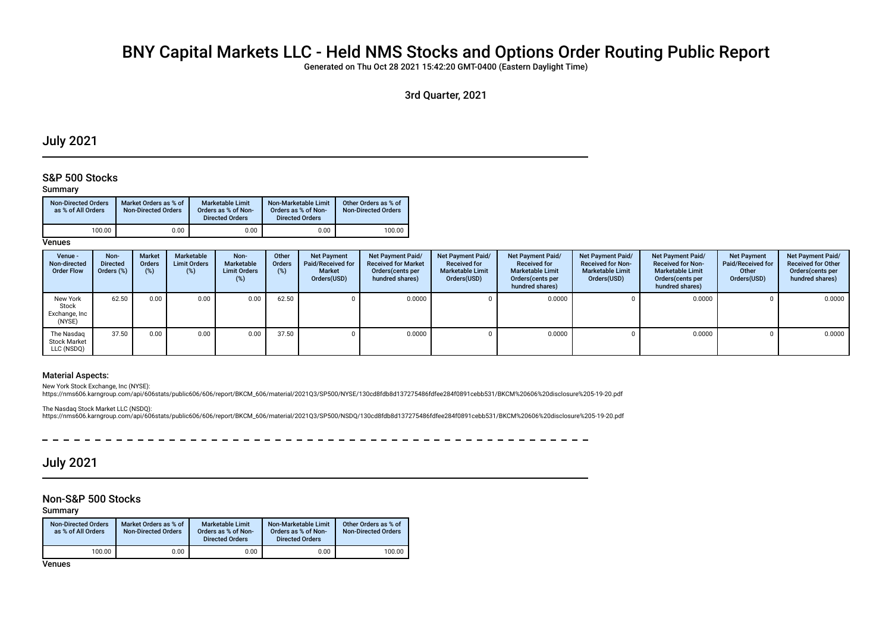# BNY Capital Markets LLC - Held NMS Stocks and Options Order Routing Public Report

Generated on Thu Oct 28 2021 15:42:20 GMT-0400 (Eastern Daylight Time)

3rd Quarter, 2021

## July 2021

### S&P 500 Stocks

#### Summary

| Non-Directed Orders as % of All Orders | Market Orders as % of Non-Directed Orders | Marketable Limit Orders as % of Non-Directed Orders | Non-Marketable Limit Orders as % of Non-Directed Orders | Other Orders as % of Non-Directed Orders |
|---|---|---|---|---|
| 100.00 | 0.00 | 0.00 | 0.00 | 100.00 |

#### Venues

| Venue - Non-directed Order Flow | Non-Directed Orders (%) | Market Orders (%) | Marketable Limit Orders (%) | Non-Marketable Limit Orders (%) | Other Orders (%) | Net Payment Paid/Received for Market Orders(USD) | Net Payment Paid/Received for Market Orders(cents per hundred shares) | Net Payment Paid/Received for Marketable Limit Orders(USD) | Net Payment Paid/Received for Marketable Limit Orders(cents per hundred shares) | Net Payment Paid/Received for Non-Marketable Limit Orders(USD) | Net Payment Paid/Received for Non-Marketable Limit Orders(cents per hundred shares) | Net Payment Paid/Received for Other Orders(USD) | Net Payment Paid/Received for Other Orders(cents per hundred shares) |
|---|---|---|---|---|---|---|---|---|---|---|---|---|---|
| New York Stock Exchange, Inc (NYSE) | 62.50 | 0.00 | 0.00 | 0.00 | 62.50 | 0 | 0.0000 | 0 | 0.0000 | 0 | 0.0000 | 0 | 0.0000 |
| The Nasdaq Stock Market LLC (NSDQ) | 37.50 | 0.00 | 0.00 | 0.00 | 37.50 | 0 | 0.0000 | 0 | 0.0000 | 0 | 0.0000 | 0 | 0.0000 |

#### Material Aspects:

New York Stock Exchange, Inc (NYSE):
https://nms606.karngroup.com/api/606stats/public606/606/report/BKCM_606/material/2021Q3/SP500/NYSE/130cd8fdb8d137275486fdfee284f0891cebb531/BKCM%20606%20disclosure%205-19-20.pdf

The Nasdaq Stock Market LLC (NSDQ):
https://nms606.karngroup.com/api/606stats/public606/606/report/BKCM_606/material/2021Q3/SP500/NSDQ/130cd8fdb8d137275486fdfee284f0891cebb531/BKCM%20606%20disclosure%205-19-20.pdf

## July 2021

### Non-S&P 500 Stocks

#### Summary

| Non-Directed Orders as % of All Orders | Market Orders as % of Non-Directed Orders | Marketable Limit Orders as % of Non-Directed Orders | Non-Marketable Limit Orders as % of Non-Directed Orders | Other Orders as % of Non-Directed Orders |
|---|---|---|---|---|
| 100.00 | 0.00 | 0.00 | 0.00 | 100.00 |

#### Venues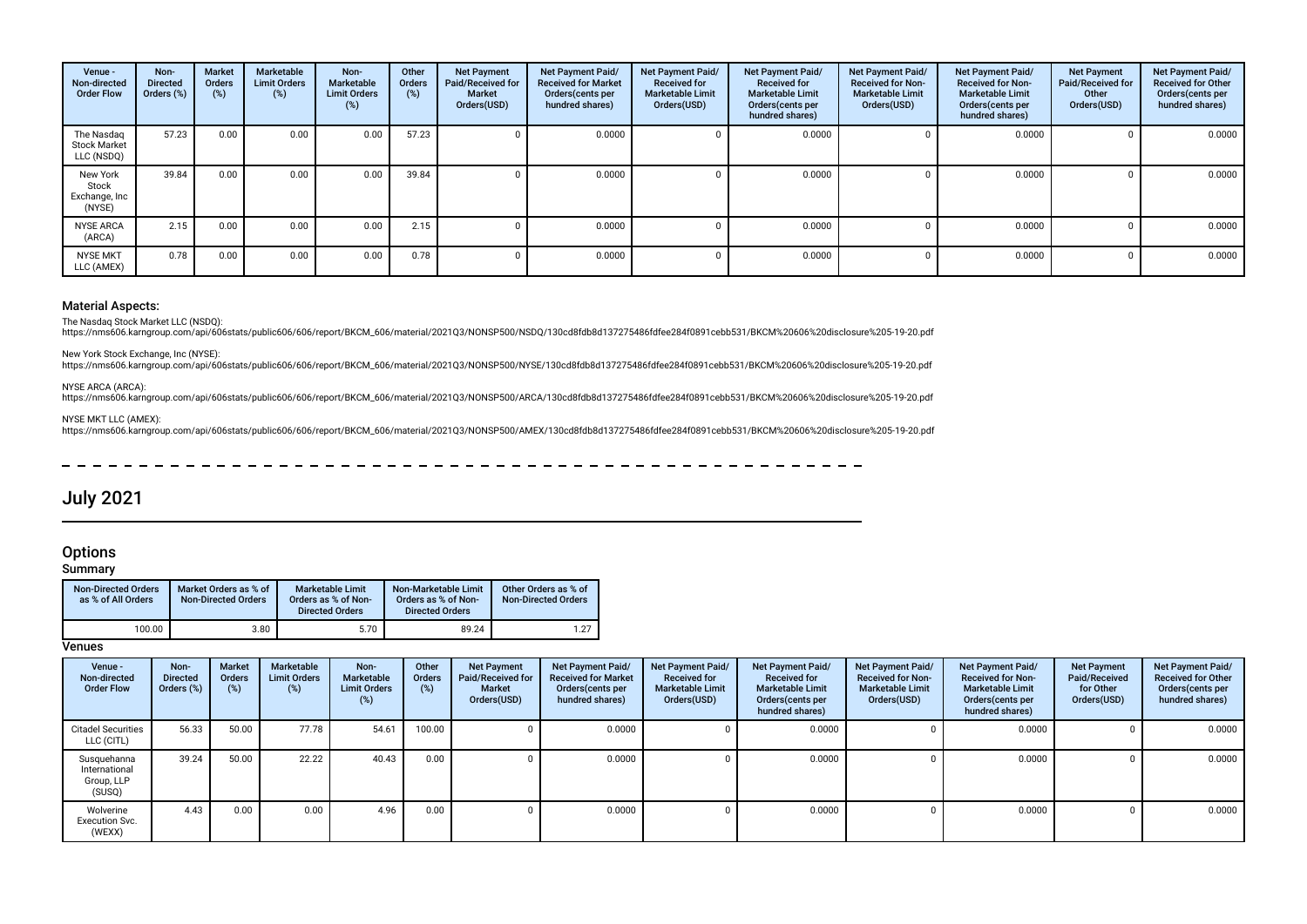| Venue - Non-directed Order Flow | Non-Directed Orders (%) | Market Orders (%) | Marketable Limit Orders (%) | Non-Marketable Limit Orders (%) | Other Orders (%) | Net Payment Paid/Received for Market Orders(USD) | Net Payment Paid/ Received for Market Orders(cents per hundred shares) | Net Payment Paid/ Received for Marketable Limit Orders(USD) | Net Payment Paid/ Received for Marketable Limit Orders(cents per hundred shares) | Net Payment Paid/ Received for Non-Marketable Limit Orders(USD) | Net Payment Paid/ Received for Non-Marketable Limit Orders(cents per hundred shares) | Net Payment Paid/Received for Other Orders(USD) | Net Payment Paid/ Received for Other Orders(cents per hundred shares) |
|---|---|---|---|---|---|---|---|---|---|---|---|---|---|
| The Nasdaq Stock Market LLC (NSDQ) | 57.23 | 0.00 | 0.00 | 0.00 | 57.23 | 0 | 0.0000 | 0 | 0.0000 | 0 | 0.0000 | 0 | 0.0000 |
| New York Stock Exchange, Inc (NYSE) | 39.84 | 0.00 | 0.00 | 0.00 | 39.84 | 0 | 0.0000 | 0 | 0.0000 | 0 | 0.0000 | 0 | 0.0000 |
| NYSE ARCA (ARCA) | 2.15 | 0.00 | 0.00 | 0.00 | 2.15 | 0 | 0.0000 | 0 | 0.0000 | 0 | 0.0000 | 0 | 0.0000 |
| NYSE MKT LLC (AMEX) | 0.78 | 0.00 | 0.00 | 0.00 | 0.78 | 0 | 0.0000 | 0 | 0.0000 | 0 | 0.0000 | 0 | 0.0000 |

### Material Aspects:

The Nasdaq Stock Market LLC (NSDQ):
https://nms606.karngroup.com/api/606stats/public606/606/report/BKCM_606/material/2021Q3/NONSP500/NSDQ/130cd8fdb8d137275486fdfee284f0891cebb531/BKCM%20606%20disclosure%205-19-20.pdf

New York Stock Exchange, Inc (NYSE):
https://nms606.karngroup.com/api/606stats/public606/606/report/BKCM_606/material/2021Q3/NONSP500/NYSE/130cd8fdb8d137275486fdfee284f0891cebb531/BKCM%20606%20disclosure%205-19-20.pdf

NYSE ARCA (ARCA):
https://nms606.karngroup.com/api/606stats/public606/606/report/BKCM_606/material/2021Q3/NONSP500/ARCA/130cd8fdb8d137275486fdfee284f0891cebb531/BKCM%20606%20disclosure%205-19-20.pdf

NYSE MKT LLC (AMEX):
https://nms606.karngroup.com/api/606stats/public606/606/report/BKCM_606/material/2021Q3/NONSP500/AMEX/130cd8fdb8d137275486fdfee284f0891cebb531/BKCM%20606%20disclosure%205-19-20.pdf

# July 2021

## Options

### Summary

| Non-Directed Orders as % of All Orders | Market Orders as % of Non-Directed Orders | Marketable Limit Orders as % of Non-Directed Orders | Non-Marketable Limit Orders as % of Non-Directed Orders | Other Orders as % of Non-Directed Orders |
|---|---|---|---|---|
| 100.00 | 3.80 | 5.70 | 89.24 | 1.27 |

### Venues

| Venue - Non-directed Order Flow | Non-Directed Orders (%) | Market Orders (%) | Marketable Limit Orders (%) | Non-Marketable Limit Orders (%) | Other Orders (%) | Net Payment Paid/Received for Market Orders(USD) | Net Payment Paid/ Received for Market Orders(cents per hundred shares) | Net Payment Paid/ Received for Marketable Limit Orders(USD) | Net Payment Paid/ Received for Marketable Limit Orders(cents per hundred shares) | Net Payment Paid/ Received for Non-Marketable Limit Orders(USD) | Net Payment Paid/ Received for Non-Marketable Limit Orders(cents per hundred shares) | Net Payment Paid/Received for Other Orders(USD) | Net Payment Paid/ Received for Other Orders(cents per hundred shares) |
|---|---|---|---|---|---|---|---|---|---|---|---|---|---|
| Citadel Securities LLC (CITL) | 56.33 | 50.00 | 77.78 | 54.61 | 100.00 | 0 | 0.0000 | 0 | 0.0000 | 0 | 0.0000 | 0 | 0.0000 |
| Susquehanna International Group, LLP (SUSQ) | 39.24 | 50.00 | 22.22 | 40.43 | 0.00 | 0 | 0.0000 | 0 | 0.0000 | 0 | 0.0000 | 0 | 0.0000 |
| Wolverine Execution Svc. (WEXX) | 4.43 | 0.00 | 0.00 | 4.96 | 0.00 | 0 | 0.0000 | 0 | 0.0000 | 0 | 0.0000 | 0 | 0.0000 |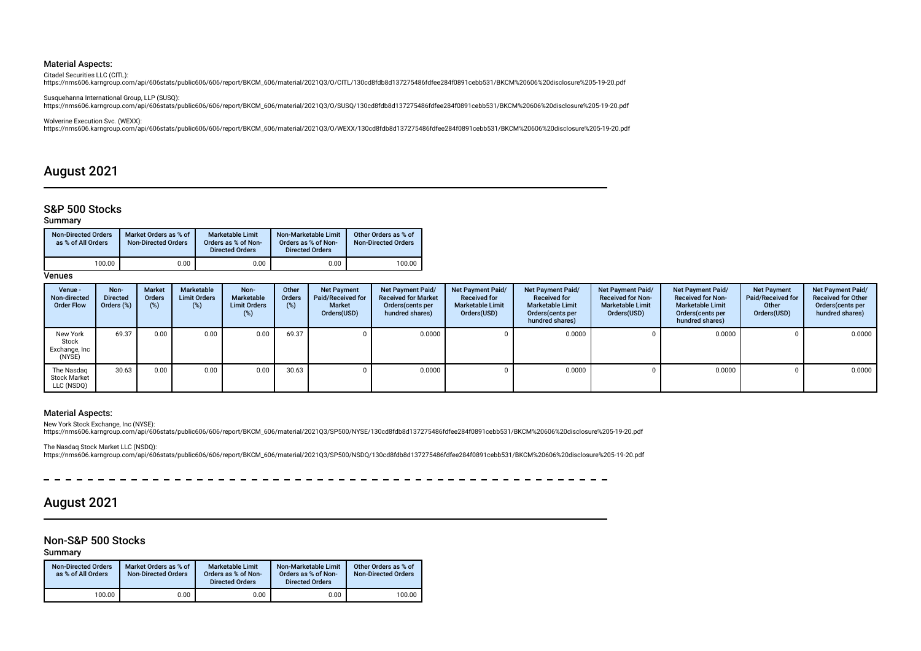### Material Aspects:

Citadel Securities LLC (CITL):
https://nms606.karngroup.com/api/606stats/public606/606/report/BKCM_606/material/2021Q3/O/CITL/130cd8fdb8d137275486fdfee284f0891cebb531/BKCM%20606%20disclosure%205-19-20.pdf

Susquehanna International Group, LLP (SUSQ):
https://nms606.karngroup.com/api/606stats/public606/606/report/BKCM_606/material/2021Q3/O/SUSQ/130cd8fdb8d137275486fdfee284f0891cebb531/BKCM%20606%20disclosure%205-19-20.pdf

Wolverine Execution Svc. (WEXX):
https://nms606.karngroup.com/api/606stats/public606/606/report/BKCM_606/material/2021Q3/O/WEXX/130cd8fdb8d137275486fdfee284f0891cebb531/BKCM%20606%20disclosure%205-19-20.pdf

# August 2021

## S&P 500 Stocks

### Summary

| Non-Directed Orders as % of All Orders | Market Orders as % of Non-Directed Orders | Marketable Limit Orders as % of Non-Directed Orders | Non-Marketable Limit Orders as % of Non-Directed Orders | Other Orders as % of Non-Directed Orders |
|---|---|---|---|---|
| 100.00 | 0.00 | 0.00 | 0.00 | 100.00 |

### Venues

| Venue - Non-directed Order Flow | Non-Directed Orders (%) | Market Orders (%) | Marketable Limit Orders (%) | Non-Marketable Limit Orders (%) | Other Orders (%) | Net Payment Paid/Received for Market Orders(USD) | Net Payment Paid/ Received for Market Orders(cents per hundred shares) | Net Payment Paid/ Received for Marketable Limit Orders(USD) | Net Payment Paid/ Received for Marketable Limit Orders(cents per hundred shares) | Net Payment Paid/ Received for Non-Marketable Limit Orders(USD) | Net Payment Paid/ Received for Non-Marketable Limit Orders(cents per hundred shares) | Net Payment Paid/Received for Other Orders(USD) | Net Payment Paid/ Received for Other Orders(cents per hundred shares) |
|---|---|---|---|---|---|---|---|---|---|---|---|---|---|
| New York Stock Exchange, Inc (NYSE) | 69.37 | 0.00 | 0.00 | 0.00 | 69.37 | 0 | 0.0000 | 0 | 0.0000 | 0 | 0.0000 | 0 | 0.0000 |
| The Nasdaq Stock Market LLC (NSDQ) | 30.63 | 0.00 | 0.00 | 0.00 | 30.63 | 0 | 0.0000 | 0 | 0.0000 | 0 | 0.0000 | 0 | 0.0000 |

### Material Aspects:

New York Stock Exchange, Inc (NYSE):
https://nms606.karngroup.com/api/606stats/public606/606/report/BKCM_606/material/2021Q3/SP500/NYSE/130cd8fdb8d137275486fdfee284f0891cebb531/BKCM%20606%20disclosure%205-19-20.pdf

The Nasdaq Stock Market LLC (NSDQ):
https://nms606.karngroup.com/api/606stats/public606/606/report/BKCM_606/material/2021Q3/SP500/NSDQ/130cd8fdb8d137275486fdfee284f0891cebb531/BKCM%20606%20disclosure%205-19-20.pdf

# August 2021

## Non-S&P 500 Stocks

### Summary

| Non-Directed Orders as % of All Orders | Market Orders as % of Non-Directed Orders | Marketable Limit Orders as % of Non-Directed Orders | Non-Marketable Limit Orders as % of Non-Directed Orders | Other Orders as % of Non-Directed Orders |
|---|---|---|---|---|
| 100.00 | 0.00 | 0.00 | 0.00 | 100.00 |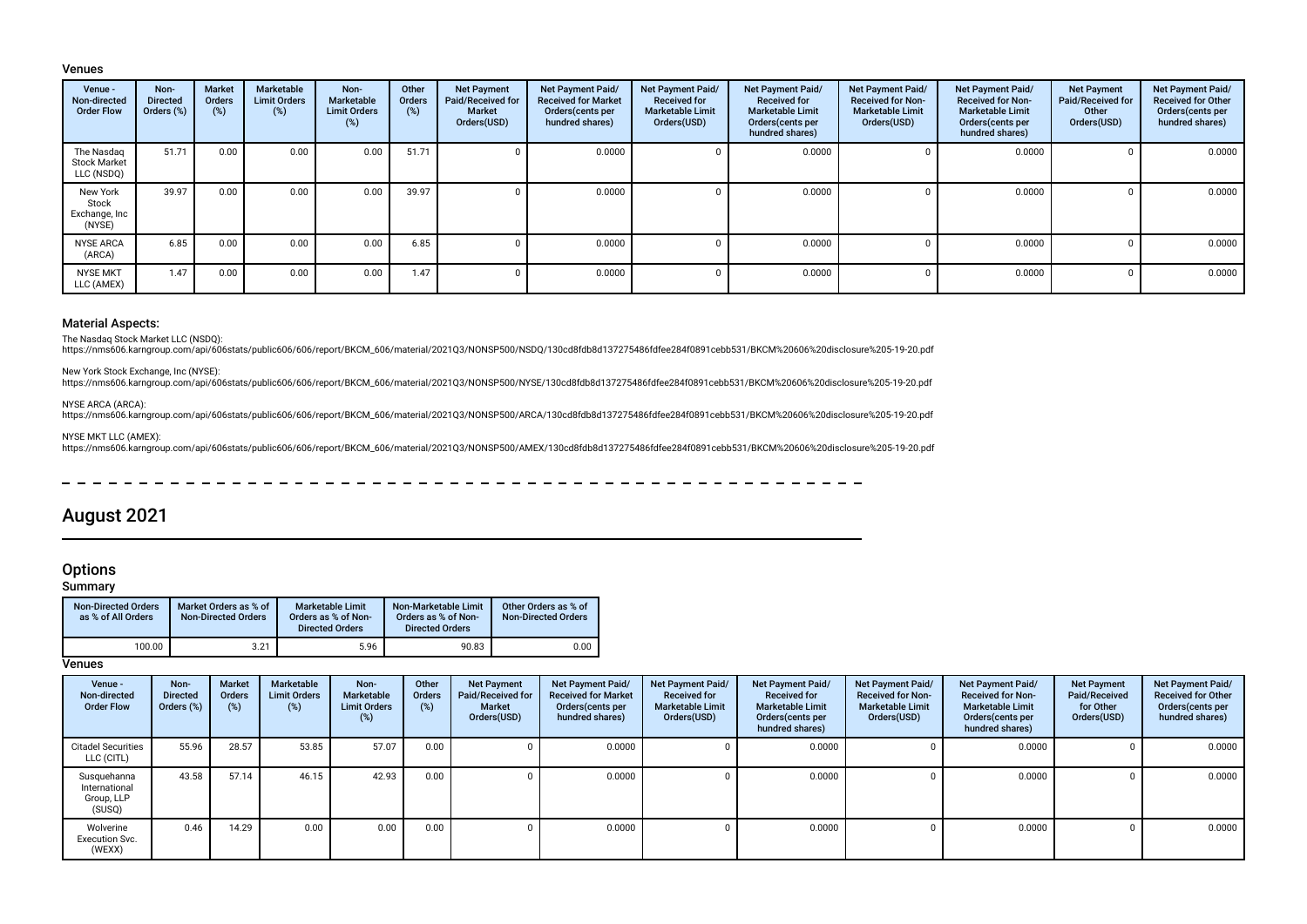### Venues

| Venue - Non-directed Order Flow | Non-Directed Orders (%) | Market Orders (%) | Marketable Limit Orders (%) | Non-Marketable Limit Orders (%) | Other Orders (%) | Net Payment Paid/Received for Market Orders(USD) | Net Payment Paid/ Received for Market Orders(cents per hundred shares) | Net Payment Paid/ Received for Marketable Limit Orders(USD) | Net Payment Paid/ Received for Marketable Limit Orders(cents per hundred shares) | Net Payment Paid/ Received for Non-Marketable Limit Orders(USD) | Net Payment Paid/ Received for Non-Marketable Limit Orders(cents per hundred shares) | Net Payment Paid/Received for Other Orders(USD) | Net Payment Paid/ Received for Other Orders(cents per hundred shares) |
|---|---|---|---|---|---|---|---|---|---|---|---|---|---|
| The Nasdaq Stock Market LLC (NSDQ) | 51.71 | 0.00 | 0.00 | 0.00 | 51.71 | 0 | 0.0000 | 0 | 0.0000 | 0 | 0.0000 | 0 | 0.0000 |
| New York Stock Exchange, Inc (NYSE) | 39.97 | 0.00 | 0.00 | 0.00 | 39.97 | 0 | 0.0000 | 0 | 0.0000 | 0 | 0.0000 | 0 | 0.0000 |
| NYSE ARCA (ARCA) | 6.85 | 0.00 | 0.00 | 0.00 | 6.85 | 0 | 0.0000 | 0 | 0.0000 | 0 | 0.0000 | 0 | 0.0000 |
| NYSE MKT LLC (AMEX) | 1.47 | 0.00 | 0.00 | 0.00 | 1.47 | 0 | 0.0000 | 0 | 0.0000 | 0 | 0.0000 | 0 | 0.0000 |

### Material Aspects:

The Nasdaq Stock Market LLC (NSDQ):
https://nms606.karngroup.com/api/606stats/public606/606/report/BKCM_606/material/2021Q3/NONSP500/NSDQ/130cd8fdb8d137275486fdfee284f0891cebb531/BKCM%20606%20disclosure%205-19-20.pdf

New York Stock Exchange, Inc (NYSE):
https://nms606.karngroup.com/api/606stats/public606/606/report/BKCM_606/material/2021Q3/NONSP500/NYSE/130cd8fdb8d137275486fdfee284f0891cebb531/BKCM%20606%20disclosure%205-19-20.pdf

NYSE ARCA (ARCA):
https://nms606.karngroup.com/api/606stats/public606/606/report/BKCM_606/material/2021Q3/NONSP500/ARCA/130cd8fdb8d137275486fdfee284f0891cebb531/BKCM%20606%20disclosure%205-19-20.pdf

NYSE MKT LLC (AMEX):
https://nms606.karngroup.com/api/606stats/public606/606/report/BKCM_606/material/2021Q3/NONSP500/AMEX/130cd8fdb8d137275486fdfee284f0891cebb531/BKCM%20606%20disclosure%205-19-20.pdf

# August 2021

## Options

### Summary

| Non-Directed Orders as % of All Orders | Market Orders as % of Non-Directed Orders | Marketable Limit Orders as % of Non-Directed Orders | Non-Marketable Limit Orders as % of Non-Directed Orders | Other Orders as % of Non-Directed Orders |
|---|---|---|---|---|
| 100.00 | 3.21 | 5.96 | 90.83 | 0.00 |

### Venues

| Venue - Non-directed Order Flow | Non-Directed Orders (%) | Market Orders (%) | Marketable Limit Orders (%) | Non-Marketable Limit Orders (%) | Other Orders (%) | Net Payment Paid/Received for Market Orders(USD) | Net Payment Paid/ Received for Market Orders(cents per hundred shares) | Net Payment Paid/ Received for Marketable Limit Orders(USD) | Net Payment Paid/ Received for Marketable Limit Orders(cents per hundred shares) | Net Payment Paid/ Received for Non-Marketable Limit Orders(USD) | Net Payment Paid/ Received for Non-Marketable Limit Orders(cents per hundred shares) | Net Payment Paid/Received for Other Orders(USD) | Net Payment Paid/ Received for Other Orders(cents per hundred shares) |
|---|---|---|---|---|---|---|---|---|---|---|---|---|---|
| Citadel Securities LLC (CITL) | 55.96 | 28.57 | 53.85 | 57.07 | 0.00 | 0 | 0.0000 | 0 | 0.0000 | 0 | 0.0000 | 0 | 0.0000 |
| Susquehanna International Group, LLP (SUSQ) | 43.58 | 57.14 | 46.15 | 42.93 | 0.00 | 0 | 0.0000 | 0 | 0.0000 | 0 | 0.0000 | 0 | 0.0000 |
| Wolverine Execution Svc. (WEXX) | 0.46 | 14.29 | 0.00 | 0.00 | 0.00 | 0 | 0.0000 | 0 | 0.0000 | 0 | 0.0000 | 0 | 0.0000 |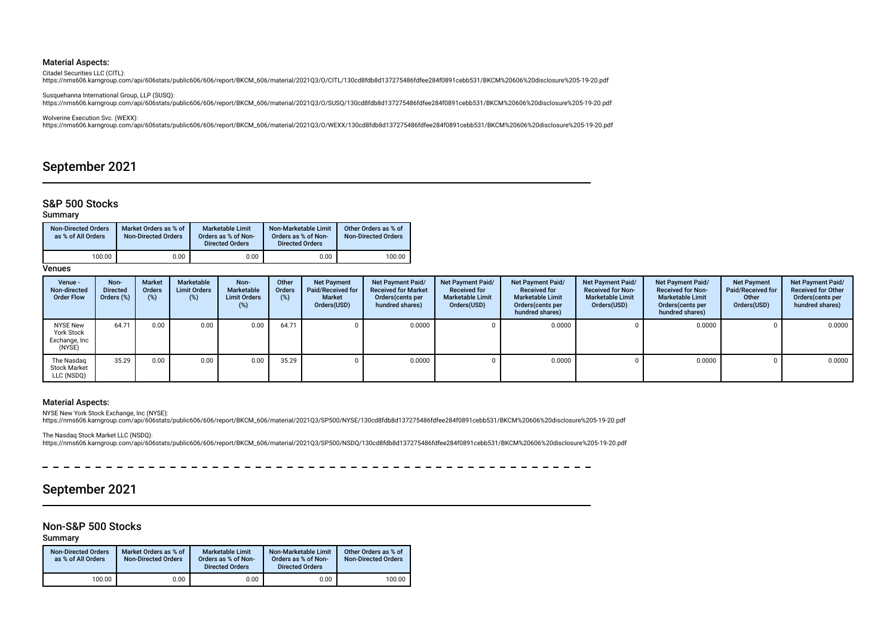### Material Aspects:

Citadel Securities LLC (CITL):
https://nms606.karngroup.com/api/606stats/public606/606/report/BKCM_606/material/2021Q3/O/CITL/130cd8fdb8d137275486fdfee284f0891cebb531/BKCM%20606%20disclosure%205-19-20.pdf

Susquehanna International Group, LLP (SUSQ):
https://nms606.karngroup.com/api/606stats/public606/606/report/BKCM_606/material/2021Q3/O/SUSQ/130cd8fdb8d137275486fdfee284f0891cebb531/BKCM%20606%20disclosure%205-19-20.pdf

Wolverine Execution Svc. (WEXX):
https://nms606.karngroup.com/api/606stats/public606/606/report/BKCM_606/material/2021Q3/O/WEXX/130cd8fdb8d137275486fdfee284f0891cebb531/BKCM%20606%20disclosure%205-19-20.pdf

# September 2021

## S&P 500 Stocks

### Summary

| Non-Directed Orders as % of All Orders | Market Orders as % of Non-Directed Orders | Marketable Limit Orders as % of Non-Directed Orders | Non-Marketable Limit Orders as % of Non-Directed Orders | Other Orders as % of Non-Directed Orders |
|---|---|---|---|---|
| 100.00 | 0.00 | 0.00 | 0.00 | 100.00 |

### Venues

| Venue - Non-directed Order Flow | Non-Directed Orders (%) | Market Orders (%) | Marketable Limit Orders (%) | Non-Marketable Limit Orders (%) | Other Orders (%) | Net Payment Paid/Received for Market Orders(USD) | Net Payment Paid/Received for Market Orders(cents per hundred shares) | Net Payment Paid/Received for Marketable Limit Orders(USD) | Net Payment Paid/Received for Marketable Limit Orders(cents per hundred shares) | Net Payment Paid/Received for Non-Marketable Limit Orders(USD) | Net Payment Paid/Received for Non-Marketable Limit Orders(cents per hundred shares) | Net Payment Paid/Received for Other Orders(USD) | Net Payment Paid/Received for Other Orders(cents per hundred shares) |
|---|---|---|---|---|---|---|---|---|---|---|---|---|---|
| NYSE New York Stock Exchange, Inc (NYSE) | 64.71 | 0.00 | 0.00 | 0.00 | 64.71 | 0 | 0.0000 | 0 | 0.0000 | 0 | 0.0000 | 0 | 0.0000 |
| The Nasdaq Stock Market LLC (NSDQ) | 35.29 | 0.00 | 0.00 | 0.00 | 35.29 | 0 | 0.0000 | 0 | 0.0000 | 0 | 0.0000 | 0 | 0.0000 |

### Material Aspects:

NYSE New York Stock Exchange, Inc (NYSE):
https://nms606.karngroup.com/api/606stats/public606/606/report/BKCM_606/material/2021Q3/SP500/NYSE/130cd8fdb8d137275486fdfee284f0891cebb531/BKCM%20606%20disclosure%205-19-20.pdf

The Nasdaq Stock Market LLC (NSDQ):
https://nms606.karngroup.com/api/606stats/public606/606/report/BKCM_606/material/2021Q3/SP500/NSDQ/130cd8fdb8d137275486fdfee284f0891cebb531/BKCM%20606%20disclosure%205-19-20.pdf

# September 2021

## Non-S&P 500 Stocks

### Summary

| Non-Directed Orders as % of All Orders | Market Orders as % of Non-Directed Orders | Marketable Limit Orders as % of Non-Directed Orders | Non-Marketable Limit Orders as % of Non-Directed Orders | Other Orders as % of Non-Directed Orders |
|---|---|---|---|---|
| 100.00 | 0.00 | 0.00 | 0.00 | 100.00 |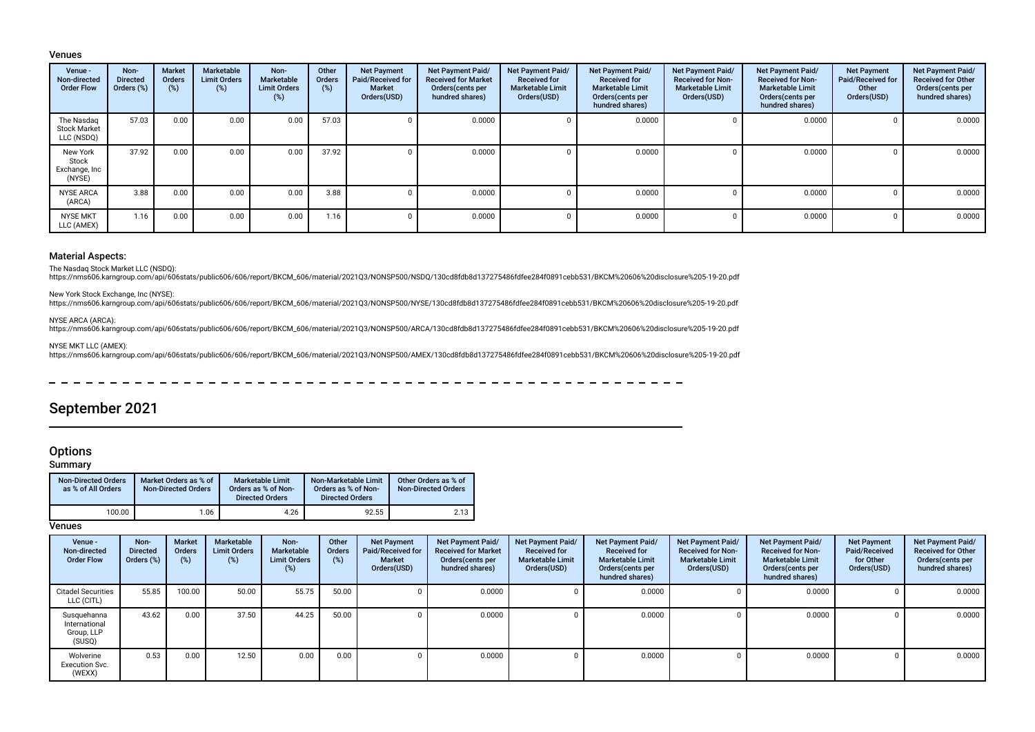### Venues

| Venue - Non-directed Order Flow | Non-Directed Orders (%) | Market Orders (%) | Marketable Limit Orders (%) | Non-Marketable Limit Orders (%) | Other Orders (%) | Net Payment Paid/Received for Market Orders(USD) | Net Payment Paid/ Received for Market Orders(cents per hundred shares) | Net Payment Paid/ Received for Marketable Limit Orders(USD) | Net Payment Paid/ Received for Marketable Limit Orders(cents per hundred shares) | Net Payment Paid/ Received for Non-Marketable Limit Orders(USD) | Net Payment Paid/ Received for Non-Marketable Limit Orders(cents per hundred shares) | Net Payment Paid/Received for Other Orders(USD) | Net Payment Paid/ Received for Other Orders(cents per hundred shares) |
|---|---|---|---|---|---|---|---|---|---|---|---|---|---|
| The Nasdaq Stock Market LLC (NSDQ) | 57.03 | 0.00 | 0.00 | 0.00 | 57.03 | 0 | 0.0000 | 0 | 0.0000 | 0 | 0.0000 | 0 | 0.0000 |
| New York Stock Exchange, Inc (NYSE) | 37.92 | 0.00 | 0.00 | 0.00 | 37.92 | 0 | 0.0000 | 0 | 0.0000 | 0 | 0.0000 | 0 | 0.0000 |
| NYSE ARCA (ARCA) | 3.88 | 0.00 | 0.00 | 0.00 | 3.88 | 0 | 0.0000 | 0 | 0.0000 | 0 | 0.0000 | 0 | 0.0000 |
| NYSE MKT LLC (AMEX) | 1.16 | 0.00 | 0.00 | 0.00 | 1.16 | 0 | 0.0000 | 0 | 0.0000 | 0 | 0.0000 | 0 | 0.0000 |

### Material Aspects:

The Nasdaq Stock Market LLC (NSDQ):
https://nms606.karngroup.com/api/606stats/public606/606/report/BKCM_606/material/2021Q3/NONSP500/NSDQ/130cd8fdb8d137275486fdfee284f0891cebb531/BKCM%20606%20disclosure%205-19-20.pdf

New York Stock Exchange, Inc (NYSE):
https://nms606.karngroup.com/api/606stats/public606/606/report/BKCM_606/material/2021Q3/NONSP500/NYSE/130cd8fdb8d137275486fdfee284f0891cebb531/BKCM%20606%20disclosure%205-19-20.pdf

NYSE ARCA (ARCA):
https://nms606.karngroup.com/api/606stats/public606/606/report/BKCM_606/material/2021Q3/NONSP500/ARCA/130cd8fdb8d137275486fdfee284f0891cebb531/BKCM%20606%20disclosure%205-19-20.pdf

NYSE MKT LLC (AMEX):
https://nms606.karngroup.com/api/606stats/public606/606/report/BKCM_606/material/2021Q3/NONSP500/AMEX/130cd8fdb8d137275486fdfee284f0891cebb531/BKCM%20606%20disclosure%205-19-20.pdf

# September 2021

## Options

### Summary

| Non-Directed Orders as % of All Orders | Market Orders as % of Non-Directed Orders | Marketable Limit Orders as % of Non-Directed Orders | Non-Marketable Limit Orders as % of Non-Directed Orders | Other Orders as % of Non-Directed Orders |
|---|---|---|---|---|
| 100.00 | 1.06 | 4.26 | 92.55 | 2.13 |

### Venues

| Venue - Non-directed Order Flow | Non-Directed Orders (%) | Market Orders (%) | Marketable Limit Orders (%) | Non-Marketable Limit Orders (%) | Other Orders (%) | Net Payment Paid/Received for Market Orders(USD) | Net Payment Paid/ Received for Market Orders(cents per hundred shares) | Net Payment Paid/ Received for Marketable Limit Orders(USD) | Net Payment Paid/ Received for Marketable Limit Orders(cents per hundred shares) | Net Payment Paid/ Received for Non-Marketable Limit Orders(USD) | Net Payment Paid/ Received for Non-Marketable Limit Orders(cents per hundred shares) | Net Payment Paid/Received for Other Orders(USD) | Net Payment Paid/ Received for Other Orders(cents per hundred shares) |
|---|---|---|---|---|---|---|---|---|---|---|---|---|---|
| Citadel Securities LLC (CITL) | 55.85 | 100.00 | 50.00 | 55.75 | 50.00 | 0 | 0.0000 | 0 | 0.0000 | 0 | 0.0000 | 0 | 0.0000 |
| Susquehanna International Group, LLP (SUSQ) | 43.62 | 0.00 | 37.50 | 44.25 | 50.00 | 0 | 0.0000 | 0 | 0.0000 | 0 | 0.0000 | 0 | 0.0000 |
| Wolverine Execution Svc. (WEXX) | 0.53 | 0.00 | 12.50 | 0.00 | 0.00 | 0 | 0.0000 | 0 | 0.0000 | 0 | 0.0000 | 0 | 0.0000 |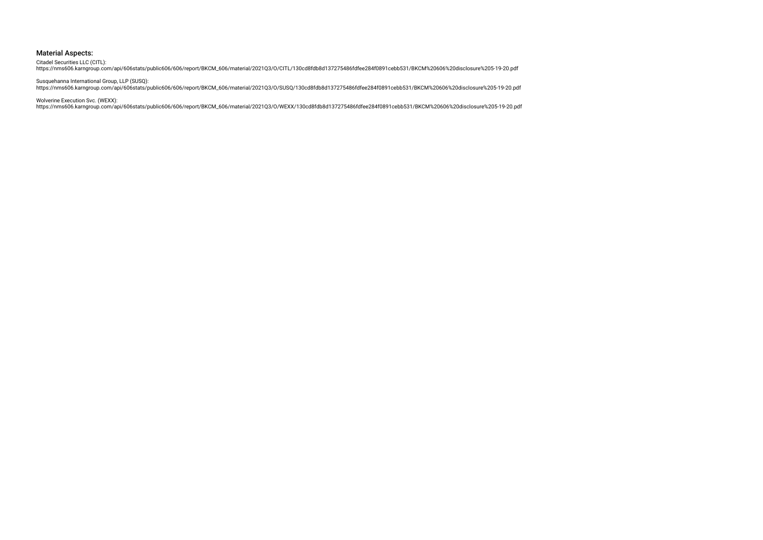## Material Aspects:

Citadel Securities LLC (CITL):
https://nms606.karngroup.com/api/606stats/public606/606/report/BKCM_606/material/2021Q3/O/CITL/130cd8fdb8d137275486fdfee284f0891cebb531/BKCM%20606%20disclosure%205-19-20.pdf

Susquehanna International Group, LLP (SUSQ):
https://nms606.karngroup.com/api/606stats/public606/606/report/BKCM_606/material/2021Q3/O/SUSQ/130cd8fdb8d137275486fdfee284f0891cebb531/BKCM%20606%20disclosure%205-19-20.pdf

Wolverine Execution Svc. (WEXX):
https://nms606.karngroup.com/api/606stats/public606/606/report/BKCM_606/material/2021Q3/O/WEXX/130cd8fdb8d137275486fdfee284f0891cebb531/BKCM%20606%20disclosure%205-19-20.pdf